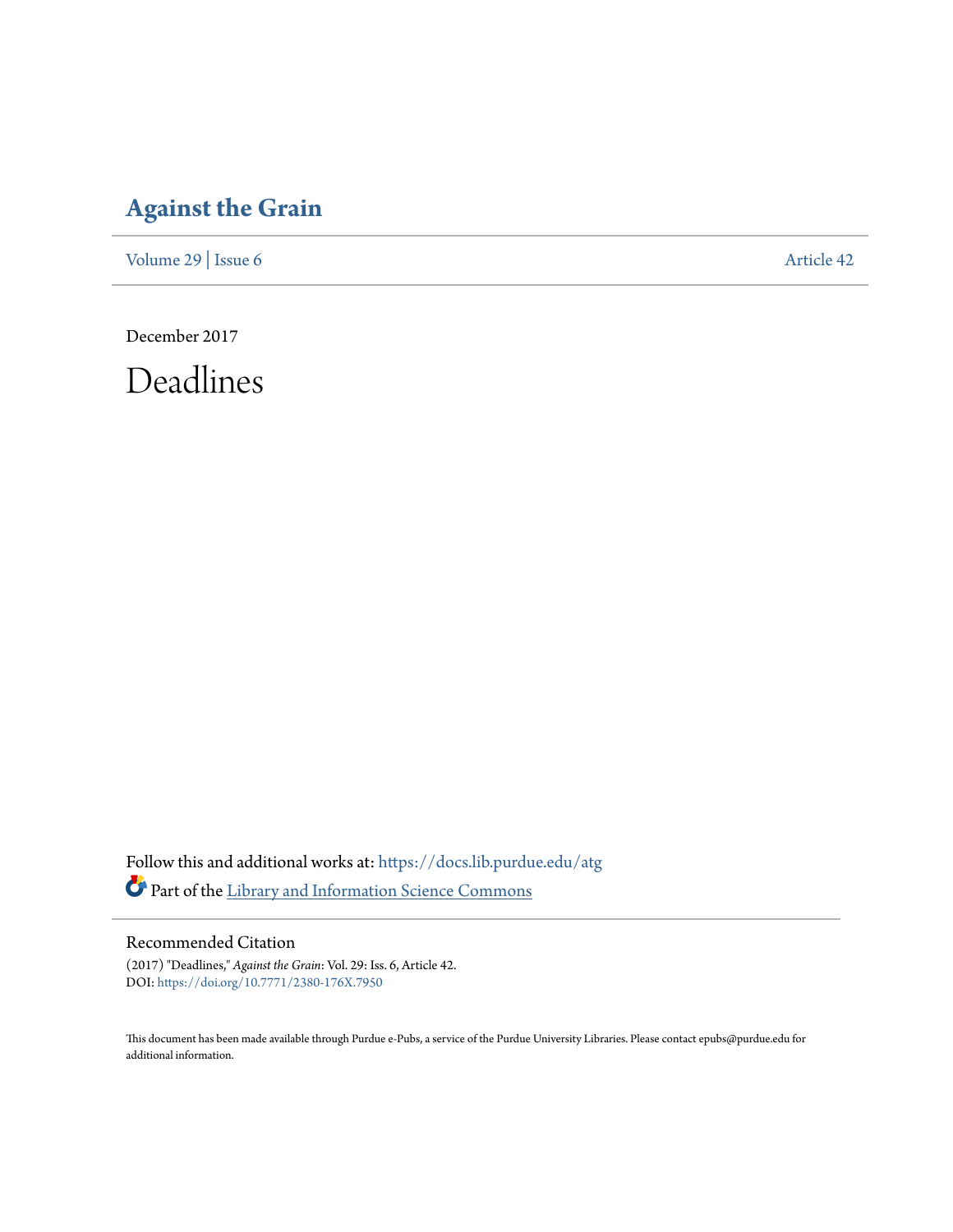# Against the Grain

Volume 29 | Issue 6 Article 42

December 2017

## Deadlines

Follow this and additional works at: https://docs.lib.purdue.edu/atg

Part of the Library and Information Science Commons

### Recommended Citation

(2017) "Deadlines," *Against the Grain*: Vol. 29: Iss. 6, Article 42.
DOI: https://doi.org/10.7771/2380-176X.7950

This document has been made available through Purdue e-Pubs, a service of the Purdue University Libraries. Please contact epubs@purdue.edu for additional information.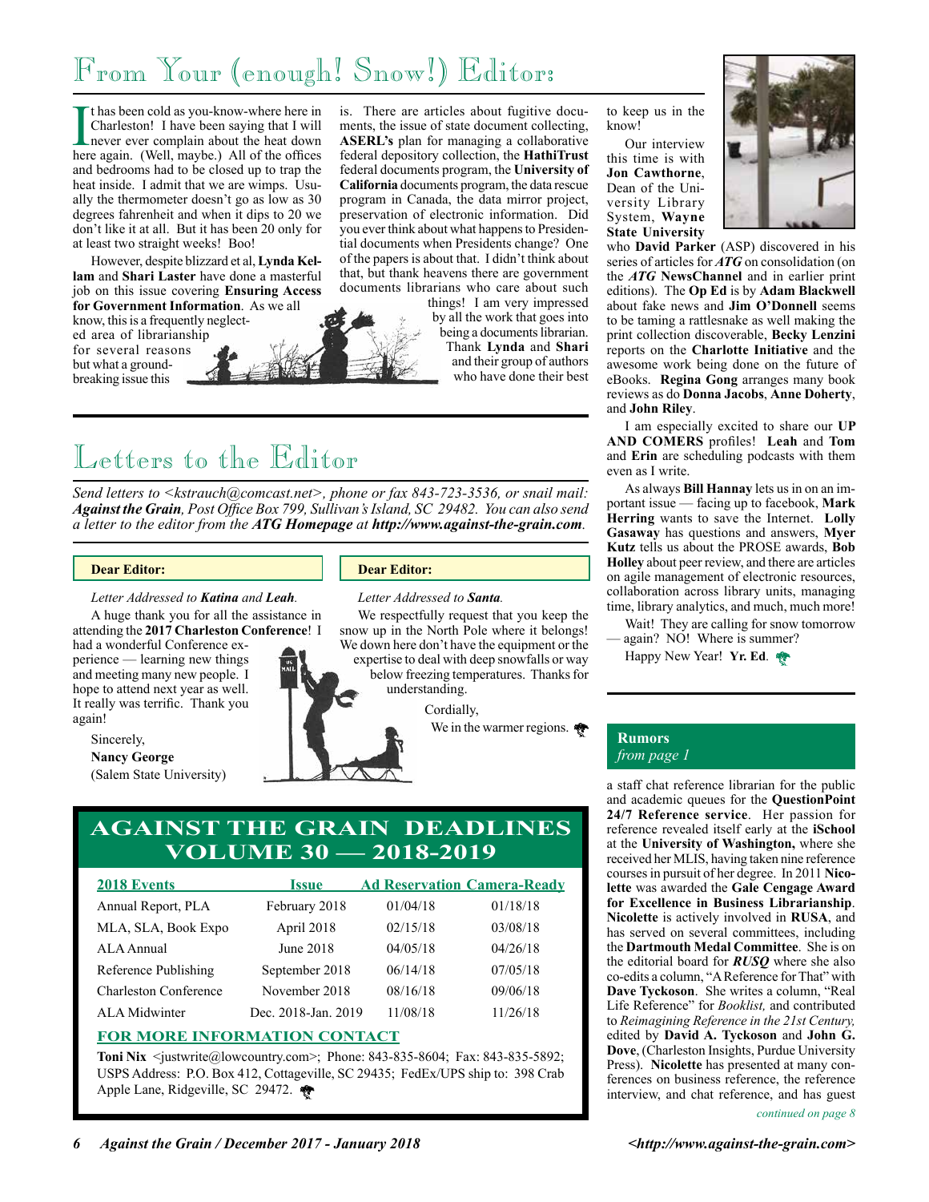# From Your (enough! Snow!) Editor:

It has been cold as you-know-where here in Charleston! I have been saying that I will never ever complain about the heat down here again. (Well, maybe.) All of the offices and bedrooms had to be closed up to trap the heat inside. I admit that we are wimps. Usually the thermometer doesn't go as low as 30 degrees fahrenheit and when it dips to 20 we don't like it at all. But it has been 20 only for at least two straight weeks! Boo!

However, despite blizzard et al, **Lynda Kellam** and **Shari Laster** have done a masterful job on this issue covering **Ensuring Access for Government Information**. As we all know, this is a frequently neglected area of librarianship for several reasons but what a groundbreaking issue this is. There are articles about fugitive documents, the issue of state document collecting, **ASERL's** plan for managing a collaborative federal depository collection, the **HathiTrust** federal documents program, the **University of California** documents program, the data rescue program in Canada, the data mirror project, preservation of electronic information. Did you ever think about what happens to Presidential documents when Presidents change? One of the papers is about that. I didn't think about that, but thank heavens there are government documents librarians who care about such things! I am very impressed by all the work that goes into being a documents librarian. Thank **Lynda** and **Shari** and their group of authors who have done their best to keep us in the know!

Our interview this time is with **Jon Cawthorne**, Dean of the University Library System, **Wayne State University** who **David Parker** (ASP) discovered in his series of articles for ***ATG*** on consolidation (on the ***ATG*** **NewsChannel** and in earlier print editions). The **Op Ed** is by **Adam Blackwell** about fake news and **Jim O'Donnell** seems to be taming a rattlesnake as well making the print collection discoverable, **Becky Lenzini** reports on the **Charlotte Initiative** and the awesome work being done on the future of eBooks. **Regina Gong** arranges many book reviews as do **Donna Jacobs**, **Anne Doherty**, and **John Riley**.

I am especially excited to share our **UP AND COMERS** profiles! **Leah** and **Tom** and **Erin** are scheduling podcasts with them even as I write.

As always **Bill Hannay** lets us in on an important issue — facing up to facebook, **Mark Herring** wants to save the Internet. **Lolly Gasaway** has questions and answers, **Myer Kutz** tells us about the PROSE awards, **Bob Holley** about peer review, and there are articles on agile management of electronic resources, collaboration across library units, managing time, library analytics, and much, much more!

Wait! They are calling for snow tomorrow — again? NO! Where is summer?

Happy New Year! **Yr. Ed**.

# Letters to the Editor

*Send letters to <kstrauch@comcast.net>, phone or fax 843-723-3536, or snail mail: **Against the Grain**, Post Office Box 799, Sullivan's Island, SC 29482. You can also send a letter to the editor from the **ATG Homepage** at **http://www.against-the-grain.com**.*

**Dear Editor:**

*Letter Addressed to **Katina** and **Leah**.*

A huge thank you for all the assistance in attending the **2017 Charleston Conference**! I had a wonderful Conference experience — learning new things and meeting many new people. I hope to attend next year as well. It really was terrific. Thank you again!

Sincerely,
**Nancy George**
(Salem State University)

**Dear Editor:**

*Letter Addressed to **Santa**.*

We respectfully request that you keep the snow up in the North Pole where it belongs! We down here don't have the equipment or the expertise to deal with deep snowfalls or way below freezing temperatures. Thanks for understanding.

Cordially,
We in the warmer regions.

## AGAINST THE GRAIN DEADLINES VOLUME 30 — 2018-2019

| 2018 Events | Issue | Ad Reservation | Camera-Ready |
|---|---|---|---|
| Annual Report, PLA | February 2018 | 01/04/18 | 01/18/18 |
| MLA, SLA, Book Expo | April 2018 | 02/15/18 | 03/08/18 |
| ALA Annual | June 2018 | 04/05/18 | 04/26/18 |
| Reference Publishing | September 2018 | 06/14/18 | 07/05/18 |
| Charleston Conference | November 2018 | 08/16/18 | 09/06/18 |
| ALA Midwinter | Dec. 2018-Jan. 2019 | 11/08/18 | 11/26/18 |

**FOR MORE INFORMATION CONTACT**

**Toni Nix** <justwrite@lowcountry.com>; Phone: 843-835-8604; Fax: 843-835-5892; USPS Address: P.O. Box 412, Cottageville, SC 29435; FedEx/UPS ship to: 398 Crab Apple Lane, Ridgeville, SC 29472.

## Rumors
*from page 1*

a staff chat reference librarian for the public and academic queues for the **QuestionPoint 24/7 Reference service**. Her passion for reference revealed itself early at the **iSchool** at the **University of Washington,** where she received her MLIS, having taken nine reference courses in pursuit of her degree. In 2011 **Nicolette** was awarded the **Gale Cengage Award for Excellence in Business Librarianship**. **Nicolette** is actively involved in **RUSA**, and has served on several committees, including the **Dartmouth Medal Committee**. She is on the editorial board for ***RUSQ*** where she also co-edits a column, "A Reference for That" with **Dave Tyckoson**. She writes a column, "Real Life Reference" for *Booklist,* and contributed to *Reimagining Reference in the 21st Century,* edited by **David A. Tyckoson** and **John G. Dove**, (Charleston Insights, Purdue University Press). **Nicolette** has presented at many conferences on business reference, the reference interview, and chat reference, and has guest

*continued on page 8*